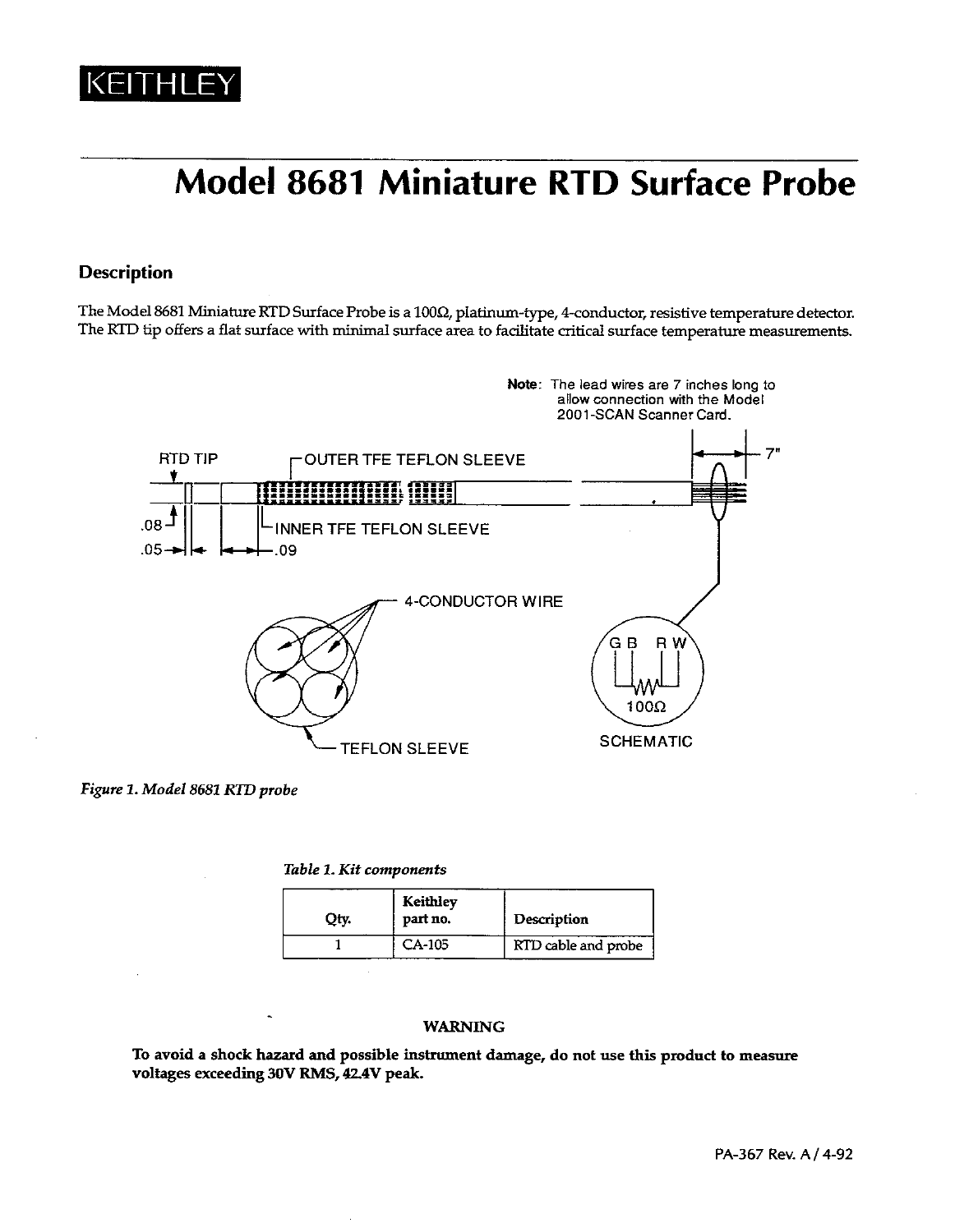KEITHLEY

# Model 8681 Miniature RTD Surface Probe

## Description

The Model 8681 Miniature RTD Surface Probe is a 100Ω, platinum-type, 4-conductor, resistive temperature detector. The RTD tip offers a flat surface with minimal surface area to facilitate critical surface temperature measurements.

**Note**: The lead wires are 7 inches long to allow connection with the Model 2001-SCAN Scanner Card.

*Figure 1. Model 8681 RTD probe*

*Table 1. Kit components*

| Qty. | Keithley part no. | Description |
|---|---|---|
| 1 | CA-105 | RTD cable and probe |

WARNING

**To avoid a shock hazard and possible instrument damage, do not use this product to measure voltages exceeding 30V RMS, 42.4V peak.**

PA-367 Rev. A / 4-92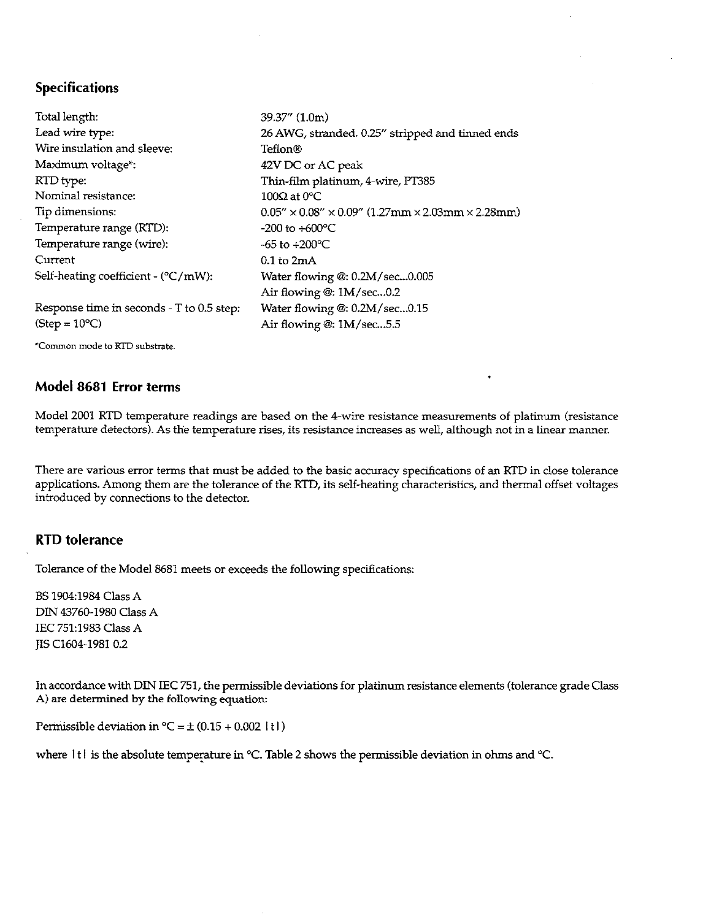## Specifications

| | |
|---|---|
| Total length: | 39.37" (1.0m) |
| Lead wire type: | 26 AWG, stranded. 0.25" stripped and tinned ends |
| Wire insulation and sleeve: | Teflon® |
| Maximum voltage*: | 42V DC or AC peak |
| RTD type: | Thin-film platinum, 4-wire, PT385 |
| Nominal resistance: | 100Ω at 0°C |
| Tip dimensions: | 0.05" × 0.08" × 0.09" (1.27mm × 2.03mm × 2.28mm) |
| Temperature range (RTD): | -200 to +600°C |
| Temperature range (wire): | -65 to +200°C |
| Current | 0.1 to 2mA |
| Self-heating coefficient - (°C/mW): | Water flowing @: 0.2M/sec...0.005<br>Air flowing @: 1M/sec...0.2 |
| Response time in seconds - T to 0.5 step:<br>(Step = 10°C) | Water flowing @: 0.2M/sec...0.15<br>Air flowing @: 1M/sec...5.5 |

*Common mode to RTD substrate.

## Model 8681 Error terms

Model 2001 RTD temperature readings are based on the 4-wire resistance measurements of platinum (resistance temperature detectors). As the temperature rises, its resistance increases as well, although not in a linear manner.

There are various error terms that must be added to the basic accuracy specifications of an RTD in close tolerance applications. Among them are the tolerance of the RTD, its self-heating characteristics, and thermal offset voltages introduced by connections to the detector.

## RTD tolerance

Tolerance of the Model 8681 meets or exceeds the following specifications:

BS 1904:1984 Class A
DIN 43760-1980 Class A
IEC 751:1983 Class A
JIS C1604-1981 0.2

In accordance with DIN IEC 751, the permissible deviations for platinum resistance elements (tolerance grade Class A) are determined by the following equation:

Permissible deviation in °C = $\pm(0.15 + 0.002\ |t|)$

where $|t|$ is the absolute temperature in °C. Table 2 shows the permissible deviation in ohms and °C.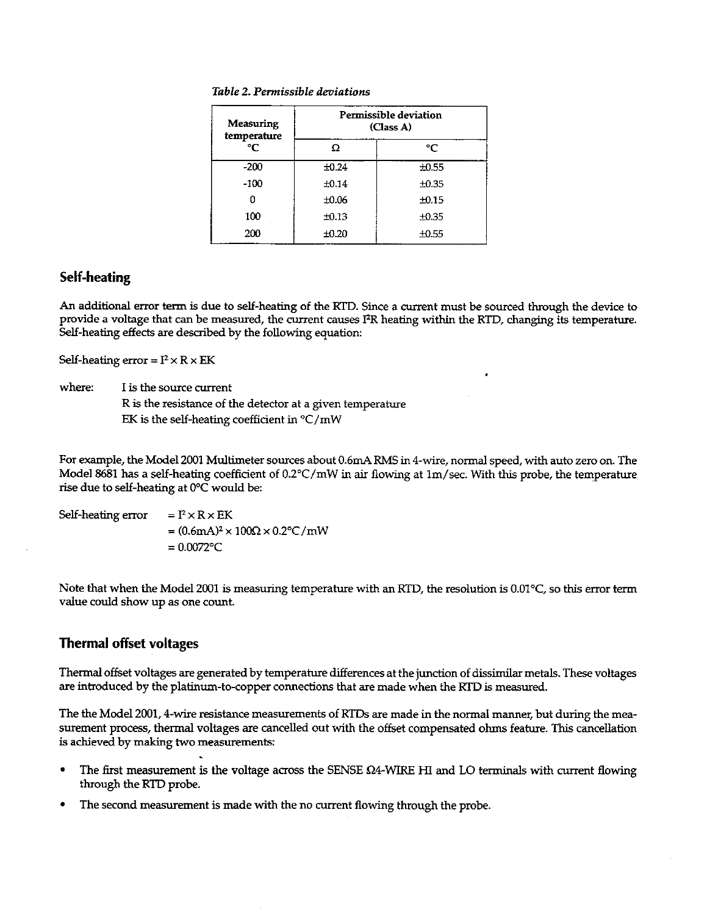*Table 2. Permissible deviations*

| Measuring temperature °C | Permissible deviation (Class A) | |
|---|---|---|
| | Ω | °C |
| -200 | ±0.24 | ±0.55 |
| -100 | ±0.14 | ±0.35 |
| 0 | ±0.06 | ±0.15 |
| 100 | ±0.13 | ±0.35 |
| 200 | ±0.20 | ±0.55 |

## Self-heating

An additional error term is due to self-heating of the RTD. Since a current must be sourced through the device to provide a voltage that can be measured, the current causes $I^2R$ heating within the RTD, changing its temperature. Self-heating effects are described by the following equation:

Self-heating error = $I^2 \times R \times EK$

where:
- I is the source current
- R is the resistance of the detector at a given temperature
- EK is the self-heating coefficient in °C/mW

For example, the Model 2001 Multimeter sources about 0.6mA RMS in 4-wire, normal speed, with auto zero on. The Model 8681 has a self-heating coefficient of 0.2°C/mW in air flowing at 1m/sec. With this probe, the temperature rise due to self-heating at 0°C would be:

$$\begin{aligned}\text{Self-heating error} &= I^2 \times R \times EK \\ &= (0.6\text{mA})^2 \times 100\Omega \times 0.2°\text{C/mW} \\ &= 0.0072°\text{C}\end{aligned}$$

Note that when the Model 2001 is measuring temperature with an RTD, the resolution is 0.01°C, so this error term value could show up as one count.

## Thermal offset voltages

Thermal offset voltages are generated by temperature differences at the junction of dissimilar metals. These voltages are introduced by the platinum-to-copper connections that are made when the RTD is measured.

The the Model 2001, 4-wire resistance measurements of RTDs are made in the normal manner, but during the measurement process, thermal voltages are cancelled out with the offset compensated ohms feature. This cancellation is achieved by making two measurements:

- The first measurement is the voltage across the SENSE Ω4-WIRE HI and LO terminals with current flowing through the RTD probe.
- The second measurement is made with the no current flowing through the probe.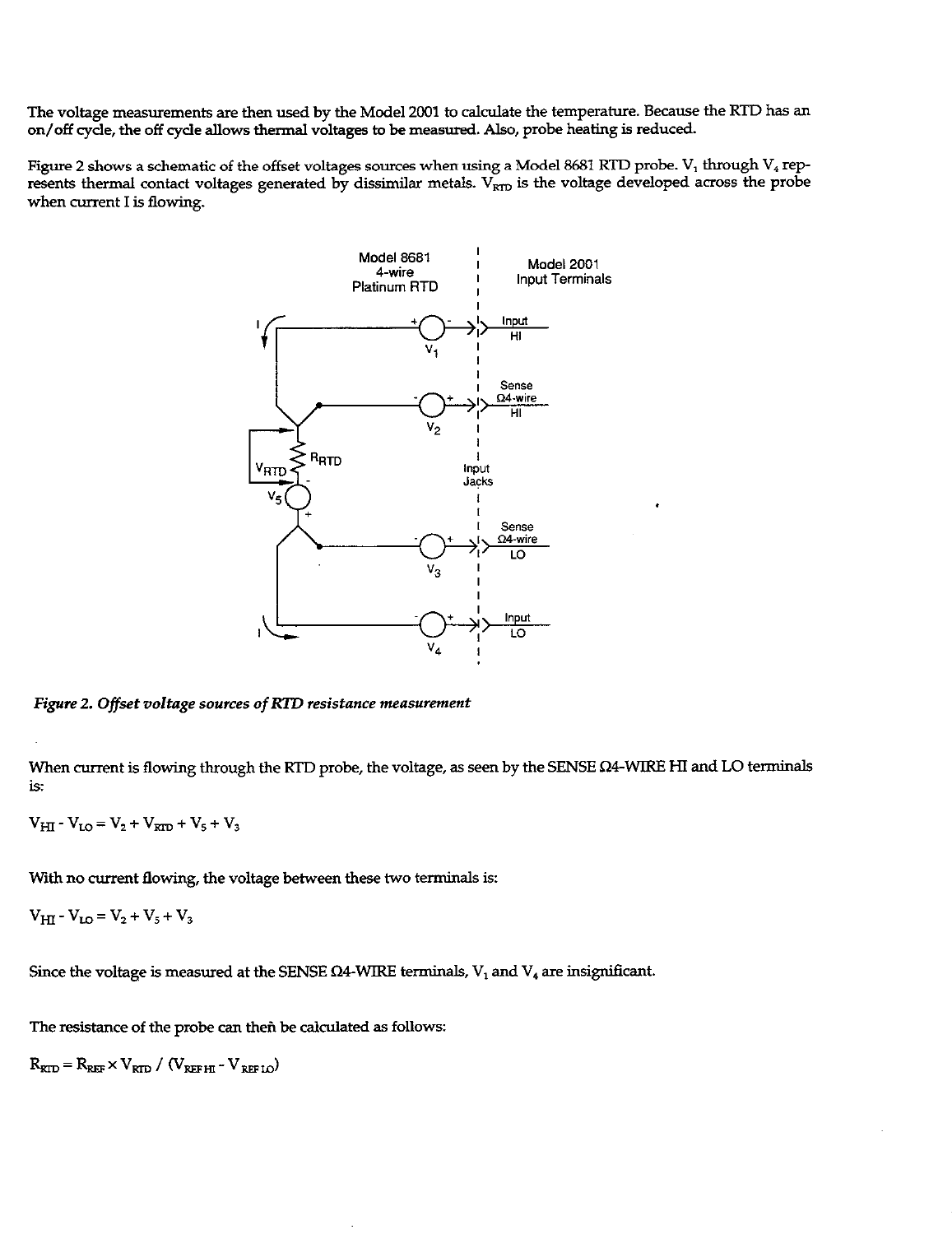The voltage measurements are then used by the Model 2001 to calculate the temperature. Because the RTD has an on/off cycle, the off cycle allows thermal voltages to be measured. Also, probe heating is reduced.

Figure 2 shows a schematic of the offset voltages sources when using a Model 8681 RTD probe. $V_1$ through $V_4$ represents thermal contact voltages generated by dissimilar metals. $V_{RTD}$ is the voltage developed across the probe when current I is flowing.

Model 8681
4-wire
Platinum RTD

Model 2001
Input Terminals

I

$V_1$

Input HI

$V_2$

Sense Ω4-wire HI

$V_{RTD}$

$R_{RTD}$

$V_5$

Input Jacks

$V_3$

Sense Ω4-wire LO

$V_4$

Input LO

I

*Figure 2. Offset voltage sources of RTD resistance measurement*

When current is flowing through the RTD probe, the voltage, as seen by the SENSE Ω4-WIRE HI and LO terminals is:

$$V_{HI} - V_{LO} = V_2 + V_{RTD} + V_5 + V_3$$

With no current flowing, the voltage between these two terminals is:

$$V_{HI} - V_{LO} = V_2 + V_5 + V_3$$

Since the voltage is measured at the SENSE Ω4-WIRE terminals, $V_1$ and $V_4$ are insignificant.

The resistance of the probe can then be calculated as follows:

$$R_{RTD} = R_{REF} \times V_{RTD} / (V_{REF\,HI} - V_{REF\,LO})$$